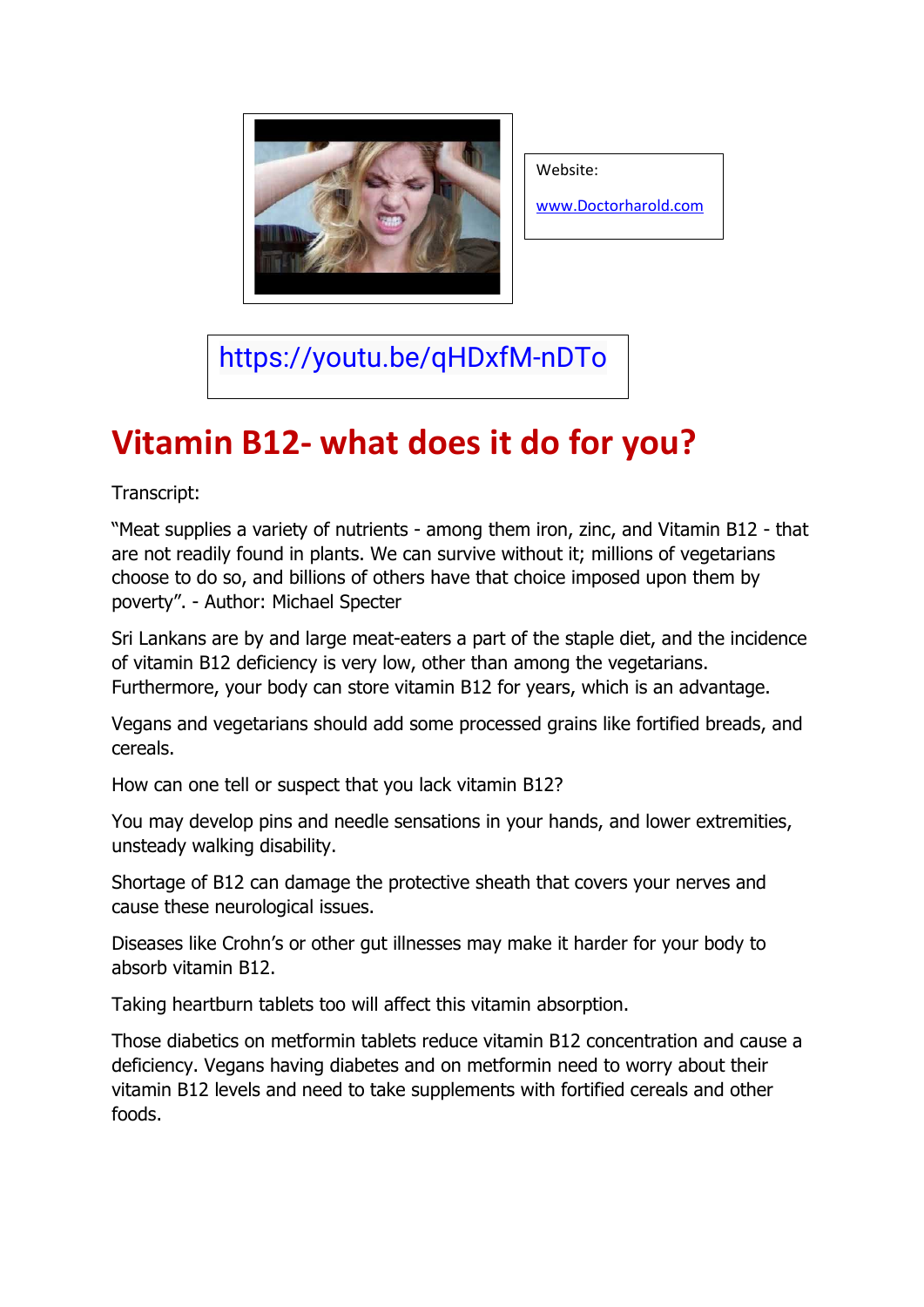Website:

www.Doctorharold.com

https://youtu.be/qHDxfM-nDTo

# Vitamin B12- what does it do for you?

Transcript:

"Meat supplies a variety of nutrients - among them iron, zinc, and Vitamin B12 - that are not readily found in plants. We can survive without it; millions of vegetarians choose to do so, and billions of others have that choice imposed upon them by poverty". - Author: Michael Specter

Sri Lankans are by and large meat-eaters a part of the staple diet, and the incidence of vitamin B12 deficiency is very low, other than among the vegetarians. Furthermore, your body can store vitamin B12 for years, which is an advantage.

Vegans and vegetarians should add some processed grains like fortified breads, and cereals.

How can one tell or suspect that you lack vitamin B12?

You may develop pins and needle sensations in your hands, and lower extremities, unsteady walking disability.

Shortage of B12 can damage the protective sheath that covers your nerves and cause these neurological issues.

Diseases like Crohn's or other gut illnesses may make it harder for your body to absorb vitamin B12.

Taking heartburn tablets too will affect this vitamin absorption.

Those diabetics on metformin tablets reduce vitamin B12 concentration and cause a deficiency. Vegans having diabetes and on metformin need to worry about their vitamin B12 levels and need to take supplements with fortified cereals and other foods.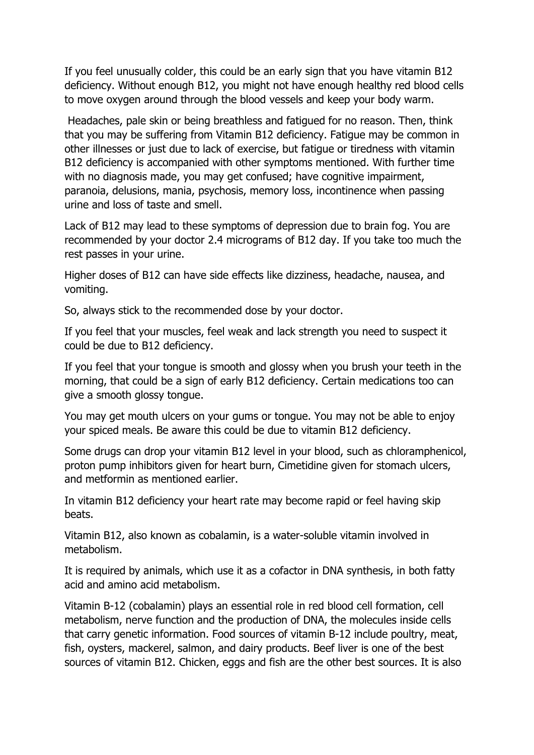If you feel unusually colder, this could be an early sign that you have vitamin B12 deficiency. Without enough B12, you might not have enough healthy red blood cells to move oxygen around through the blood vessels and keep your body warm.

Headaches, pale skin or being breathless and fatigued for no reason. Then, think that you may be suffering from Vitamin B12 deficiency. Fatigue may be common in other illnesses or just due to lack of exercise, but fatigue or tiredness with vitamin B12 deficiency is accompanied with other symptoms mentioned. With further time with no diagnosis made, you may get confused; have cognitive impairment, paranoia, delusions, mania, psychosis, memory loss, incontinence when passing urine and loss of taste and smell.

Lack of B12 may lead to these symptoms of depression due to brain fog. You are recommended by your doctor 2.4 micrograms of B12 day. If you take too much the rest passes in your urine.

Higher doses of B12 can have side effects like dizziness, headache, nausea, and vomiting.

So, always stick to the recommended dose by your doctor.

If you feel that your muscles, feel weak and lack strength you need to suspect it could be due to B12 deficiency.

If you feel that your tongue is smooth and glossy when you brush your teeth in the morning, that could be a sign of early B12 deficiency. Certain medications too can give a smooth glossy tongue.

You may get mouth ulcers on your gums or tongue. You may not be able to enjoy your spiced meals. Be aware this could be due to vitamin B12 deficiency.

Some drugs can drop your vitamin B12 level in your blood, such as chloramphenicol, proton pump inhibitors given for heart burn, Cimetidine given for stomach ulcers, and metformin as mentioned earlier.

In vitamin B12 deficiency your heart rate may become rapid or feel having skip beats.

Vitamin B12, also known as cobalamin, is a water-soluble vitamin involved in metabolism.

It is required by animals, which use it as a cofactor in DNA synthesis, in both fatty acid and amino acid metabolism.

Vitamin B-12 (cobalamin) plays an essential role in red blood cell formation, cell metabolism, nerve function and the production of DNA, the molecules inside cells that carry genetic information. Food sources of vitamin B-12 include poultry, meat, fish, oysters, mackerel, salmon, and dairy products. Beef liver is one of the best sources of vitamin B12. Chicken, eggs and fish are the other best sources. It is also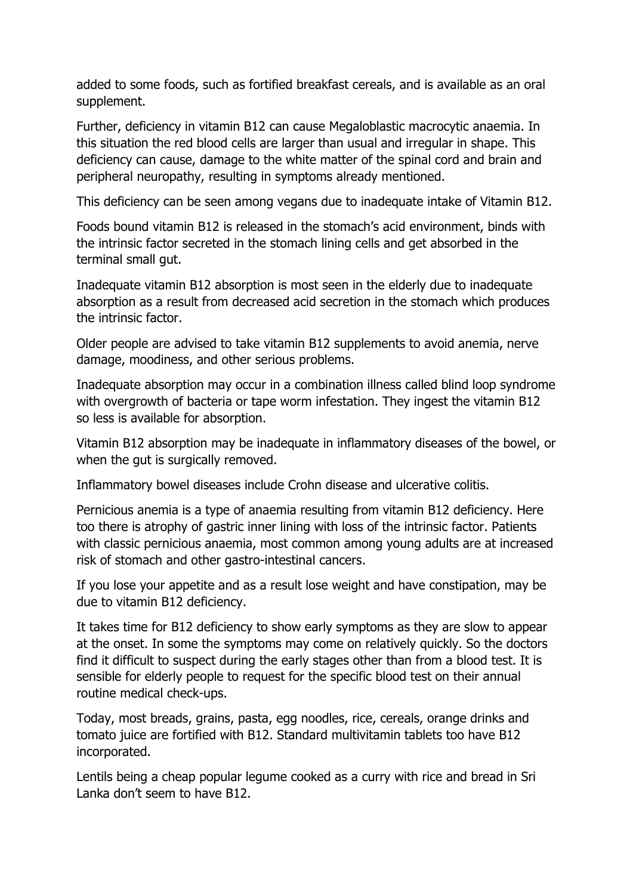added to some foods, such as fortified breakfast cereals, and is available as an oral supplement.

Further, deficiency in vitamin B12 can cause Megaloblastic macrocytic anaemia. In this situation the red blood cells are larger than usual and irregular in shape. This deficiency can cause, damage to the white matter of the spinal cord and brain and peripheral neuropathy, resulting in symptoms already mentioned.

This deficiency can be seen among vegans due to inadequate intake of Vitamin B12.

Foods bound vitamin B12 is released in the stomach's acid environment, binds with the intrinsic factor secreted in the stomach lining cells and get absorbed in the terminal small gut.

Inadequate vitamin B12 absorption is most seen in the elderly due to inadequate absorption as a result from decreased acid secretion in the stomach which produces the intrinsic factor.

Older people are advised to take vitamin B12 supplements to avoid anemia, nerve damage, moodiness, and other serious problems.

Inadequate absorption may occur in a combination illness called blind loop syndrome with overgrowth of bacteria or tape worm infestation. They ingest the vitamin B12 so less is available for absorption.

Vitamin B12 absorption may be inadequate in inflammatory diseases of the bowel, or when the gut is surgically removed.

Inflammatory bowel diseases include Crohn disease and ulcerative colitis.

Pernicious anemia is a type of anaemia resulting from vitamin B12 deficiency. Here too there is atrophy of gastric inner lining with loss of the intrinsic factor. Patients with classic pernicious anaemia, most common among young adults are at increased risk of stomach and other gastro-intestinal cancers.

If you lose your appetite and as a result lose weight and have constipation, may be due to vitamin B12 deficiency.

It takes time for B12 deficiency to show early symptoms as they are slow to appear at the onset. In some the symptoms may come on relatively quickly. So the doctors find it difficult to suspect during the early stages other than from a blood test. It is sensible for elderly people to request for the specific blood test on their annual routine medical check-ups.

Today, most breads, grains, pasta, egg noodles, rice, cereals, orange drinks and tomato juice are fortified with B12. Standard multivitamin tablets too have B12 incorporated.

Lentils being a cheap popular legume cooked as a curry with rice and bread in Sri Lanka don't seem to have B12.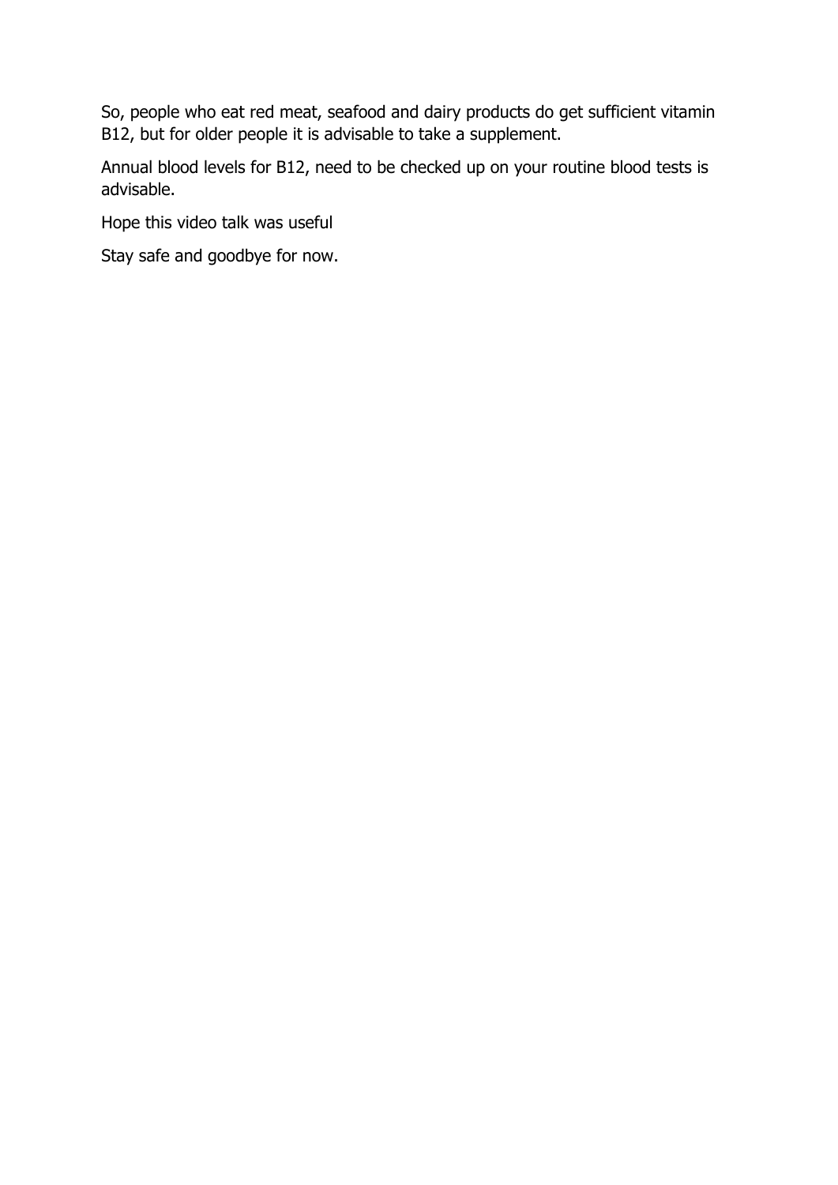So, people who eat red meat, seafood and dairy products do get sufficient vitamin B12, but for older people it is advisable to take a supplement.

Annual blood levels for B12, need to be checked up on your routine blood tests is advisable.

Hope this video talk was useful

Stay safe and goodbye for now.